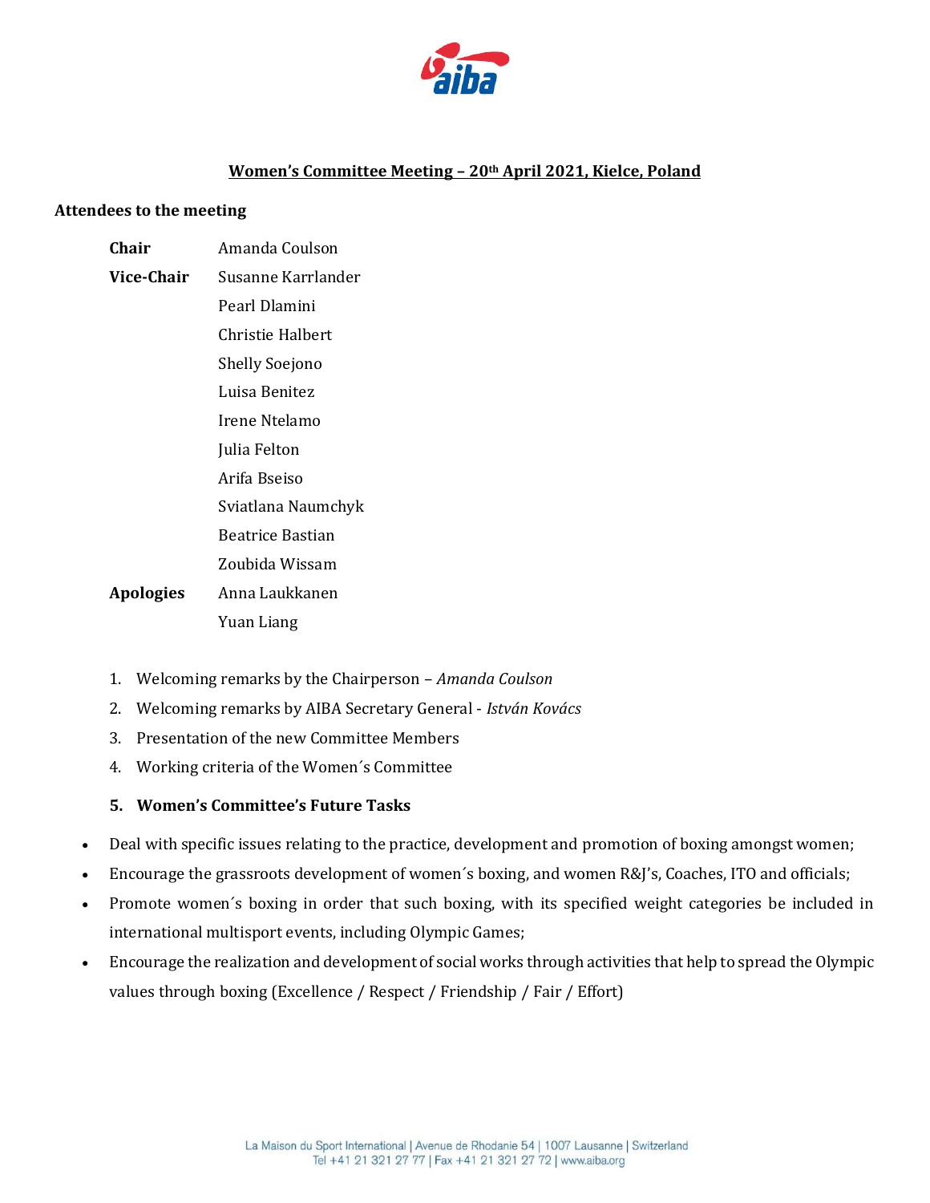## Women's Committee Meeting – 20th April 2021, Kielce, Poland

**Attendees to the meeting**

| | |
|---|---|
| **Chair** | Amanda Coulson |
| **Vice-Chair** | Susanne Karrlander |
| | Pearl Dlamini |
| | Christie Halbert |
| | Shelly Soejono |
| | Luisa Benitez |
| | Irene Ntelamo |
| | Julia Felton |
| | Arifa Bseiso |
| | Sviatlana Naumchyk |
| | Beatrice Bastian |
| | Zoubida Wissam |
| **Apologies** | Anna Laukkanen |
| | Yuan Liang |

1. Welcoming remarks by the Chairperson – *Amanda Coulson*
2. Welcoming remarks by AIBA Secretary General - *István Kovács*
3. Presentation of the new Committee Members
4. Working criteria of the Women´s Committee

5. **Women's Committee's Future Tasks**

- Deal with specific issues relating to the practice, development and promotion of boxing amongst women;
- Encourage the grassroots development of women´s boxing, and women R&J's, Coaches, ITO and officials;
- Promote women´s boxing in order that such boxing, with its specified weight categories be included in international multisport events, including Olympic Games;
- Encourage the realization and development of social works through activities that help to spread the Olympic values through boxing (Excellence / Respect / Friendship / Fair / Effort)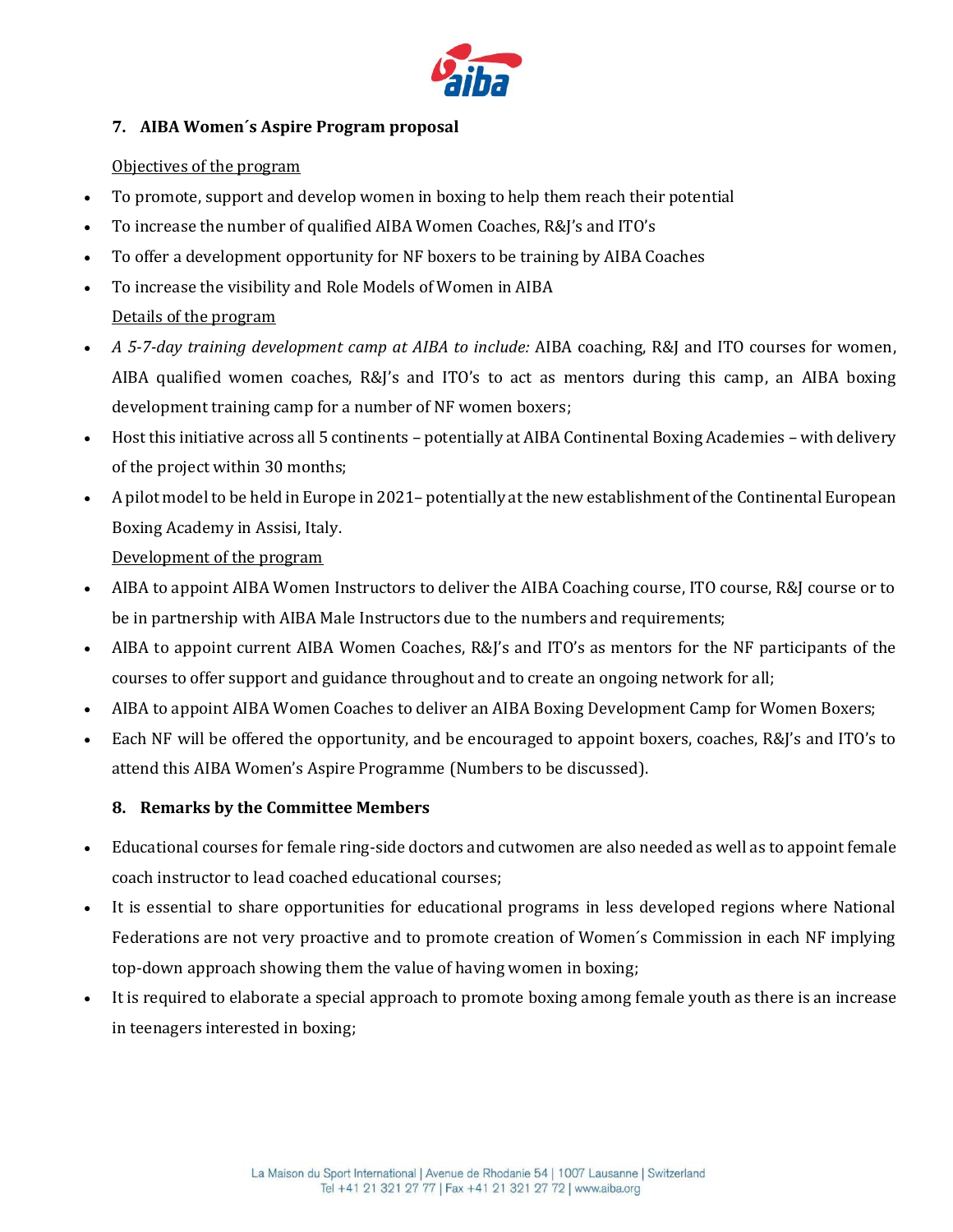### 7. AIBA Women´s Aspire Program proposal

Objectives of the program

- To promote, support and develop women in boxing to help them reach their potential
- To increase the number of qualified AIBA Women Coaches, R&J's and ITO's
- To offer a development opportunity for NF boxers to be training by AIBA Coaches
- To increase the visibility and Role Models of Women in AIBA

Details of the program

- *A 5-7-day training development camp at AIBA to include:* AIBA coaching, R&J and ITO courses for women, AIBA qualified women coaches, R&J's and ITO's to act as mentors during this camp, an AIBA boxing development training camp for a number of NF women boxers;
- Host this initiative across all 5 continents – potentially at AIBA Continental Boxing Academies – with delivery of the project within 30 months;
- A pilot model to be held in Europe in 2021– potentially at the new establishment of the Continental European Boxing Academy in Assisi, Italy.

Development of the program

- AIBA to appoint AIBA Women Instructors to deliver the AIBA Coaching course, ITO course, R&J course or to be in partnership with AIBA Male Instructors due to the numbers and requirements;
- AIBA to appoint current AIBA Women Coaches, R&J's and ITO's as mentors for the NF participants of the courses to offer support and guidance throughout and to create an ongoing network for all;
- AIBA to appoint AIBA Women Coaches to deliver an AIBA Boxing Development Camp for Women Boxers;
- Each NF will be offered the opportunity, and be encouraged to appoint boxers, coaches, R&J's and ITO's to attend this AIBA Women's Aspire Programme (Numbers to be discussed).

### 8. Remarks by the Committee Members

- Educational courses for female ring-side doctors and cutwomen are also needed as well as to appoint female coach instructor to lead coached educational courses;
- It is essential to share opportunities for educational programs in less developed regions where National Federations are not very proactive and to promote creation of Women´s Commission in each NF implying top-down approach showing them the value of having women in boxing;
- It is required to elaborate a special approach to promote boxing among female youth as there is an increase in teenagers interested in boxing;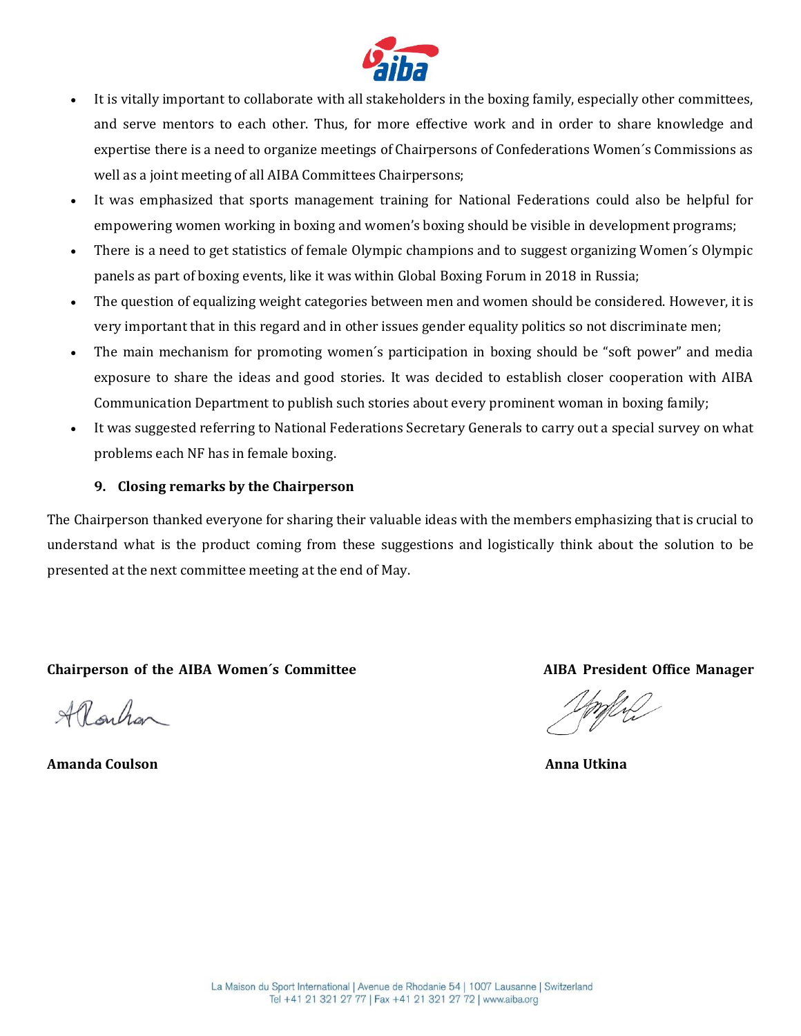- It is vitally important to collaborate with all stakeholders in the boxing family, especially other committees, and serve mentors to each other. Thus, for more effective work and in order to share knowledge and expertise there is a need to organize meetings of Chairpersons of Confederations Women´s Commissions as well as a joint meeting of all AIBA Committees Chairpersons;
- It was emphasized that sports management training for National Federations could also be helpful for empowering women working in boxing and women's boxing should be visible in development programs;
- There is a need to get statistics of female Olympic champions and to suggest organizing Women´s Olympic panels as part of boxing events, like it was within Global Boxing Forum in 2018 in Russia;
- The question of equalizing weight categories between men and women should be considered. However, it is very important that in this regard and in other issues gender equality politics so not discriminate men;
- The main mechanism for promoting women´s participation in boxing should be "soft power" and media exposure to share the ideas and good stories. It was decided to establish closer cooperation with AIBA Communication Department to publish such stories about every prominent woman in boxing family;
- It was suggested referring to National Federations Secretary Generals to carry out a special survey on what problems each NF has in female boxing.

### 9. Closing remarks by the Chairperson

The Chairperson thanked everyone for sharing their valuable ideas with the members emphasizing that is crucial to understand what is the product coming from these suggestions and logistically think about the solution to be presented at the next committee meeting at the end of May.

**Chairperson of the AIBA Women´s Committee**

**Amanda Coulson**

**AIBA President Office Manager**

**Anna Utkina**